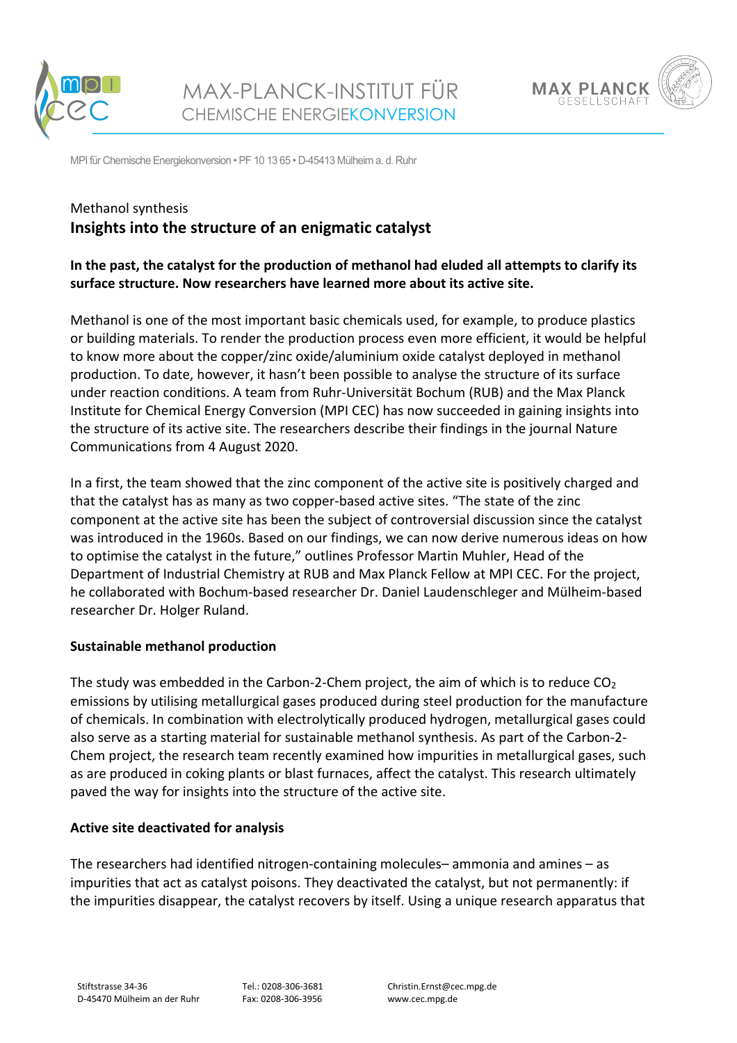MPI für Chemische Energiekonversion • PF 10 13 65 • D-45413 Mülheim a. d. Ruhr

Methanol synthesis

# Insights into the structure of an enigmatic catalyst

**In the past, the catalyst for the production of methanol had eluded all attempts to clarify its surface structure. Now researchers have learned more about its active site.**

Methanol is one of the most important basic chemicals used, for example, to produce plastics or building materials. To render the production process even more efficient, it would be helpful to know more about the copper/zinc oxide/aluminium oxide catalyst deployed in methanol production. To date, however, it hasn't been possible to analyse the structure of its surface under reaction conditions. A team from Ruhr-Universität Bochum (RUB) and the Max Planck Institute for Chemical Energy Conversion (MPI CEC) has now succeeded in gaining insights into the structure of its active site. The researchers describe their findings in the journal Nature Communications from 4 August 2020.

In a first, the team showed that the zinc component of the active site is positively charged and that the catalyst has as many as two copper-based active sites. "The state of the zinc component at the active site has been the subject of controversial discussion since the catalyst was introduced in the 1960s. Based on our findings, we can now derive numerous ideas on how to optimise the catalyst in the future," outlines Professor Martin Muhler, Head of the Department of Industrial Chemistry at RUB and Max Planck Fellow at MPI CEC. For the project, he collaborated with Bochum-based researcher Dr. Daniel Laudenschleger and Mülheim-based researcher Dr. Holger Ruland.

## Sustainable methanol production

The study was embedded in the Carbon-2-Chem project, the aim of which is to reduce $CO_2$ emissions by utilising metallurgical gases produced during steel production for the manufacture of chemicals. In combination with electrolytically produced hydrogen, metallurgical gases could also serve as a starting material for sustainable methanol synthesis. As part of the Carbon-2-Chem project, the research team recently examined how impurities in metallurgical gases, such as are produced in coking plants or blast furnaces, affect the catalyst. This research ultimately paved the way for insights into the structure of the active site.

## Active site deactivated for analysis

The researchers had identified nitrogen-containing molecules– ammonia and amines – as impurities that act as catalyst poisons. They deactivated the catalyst, but not permanently: if the impurities disappear, the catalyst recovers by itself. Using a unique research apparatus that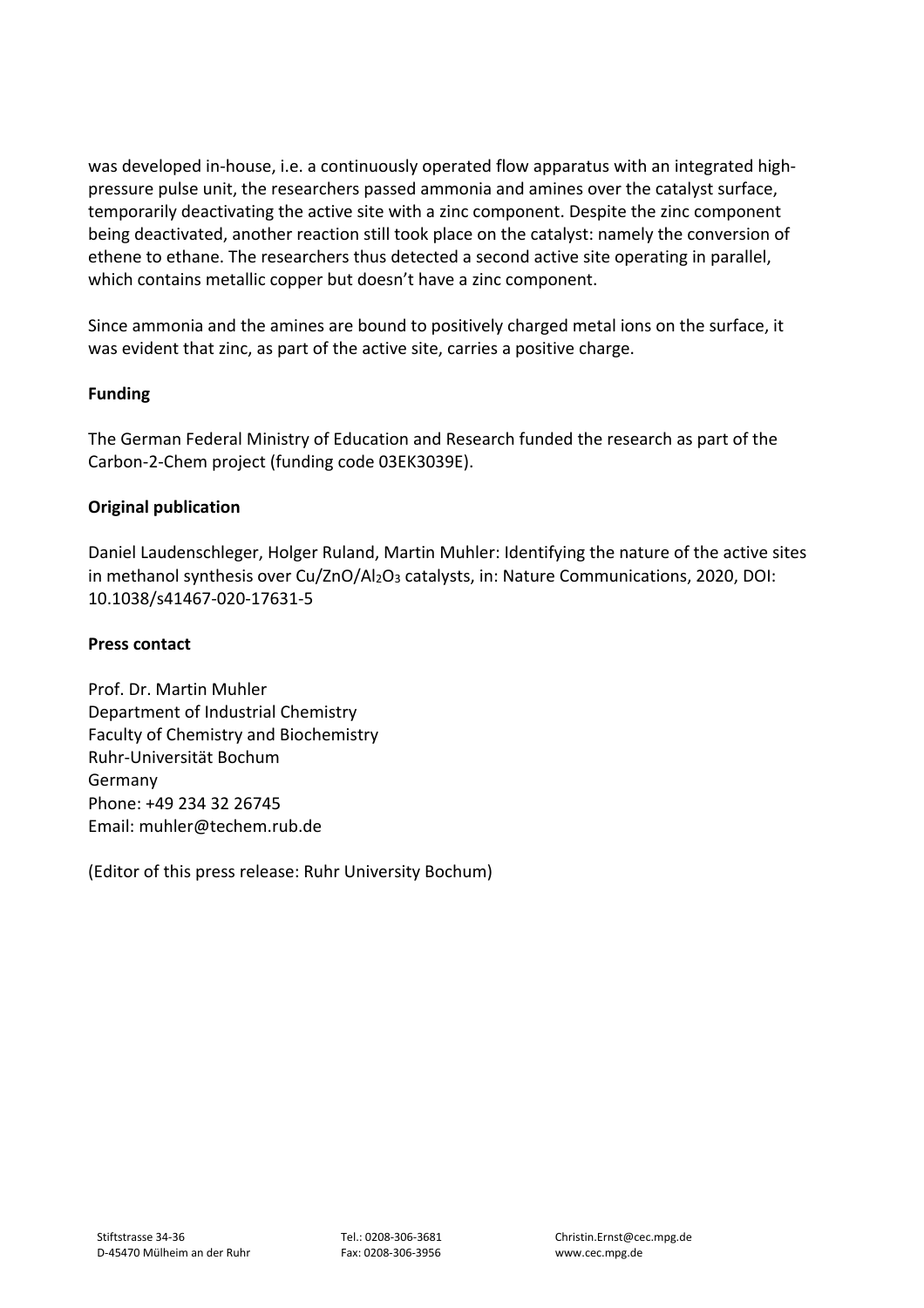was developed in-house, i.e. a continuously operated flow apparatus with an integrated high-pressure pulse unit, the researchers passed ammonia and amines over the catalyst surface, temporarily deactivating the active site with a zinc component. Despite the zinc component being deactivated, another reaction still took place on the catalyst: namely the conversion of ethene to ethane. The researchers thus detected a second active site operating in parallel, which contains metallic copper but doesn't have a zinc component.

Since ammonia and the amines are bound to positively charged metal ions on the surface, it was evident that zinc, as part of the active site, carries a positive charge.

**Funding**

The German Federal Ministry of Education and Research funded the research as part of the Carbon-2-Chem project (funding code 03EK3039E).

**Original publication**

Daniel Laudenschleger, Holger Ruland, Martin Muhler: Identifying the nature of the active sites in methanol synthesis over $Cu/ZnO/Al_2O_3$ catalysts, in: Nature Communications, 2020, DOI: 10.1038/s41467-020-17631-5

**Press contact**

Prof. Dr. Martin Muhler
Department of Industrial Chemistry
Faculty of Chemistry and Biochemistry
Ruhr-Universität Bochum
Germany
Phone: +49 234 32 26745
Email: muhler@techem.rub.de

(Editor of this press release: Ruhr University Bochum)

Stiftstrasse 34-36
D-45470 Mülheim an der Ruhr

Tel.: 0208-306-3681
Fax: 0208-306-3956

Christin.Ernst@cec.mpg.de
www.cec.mpg.de